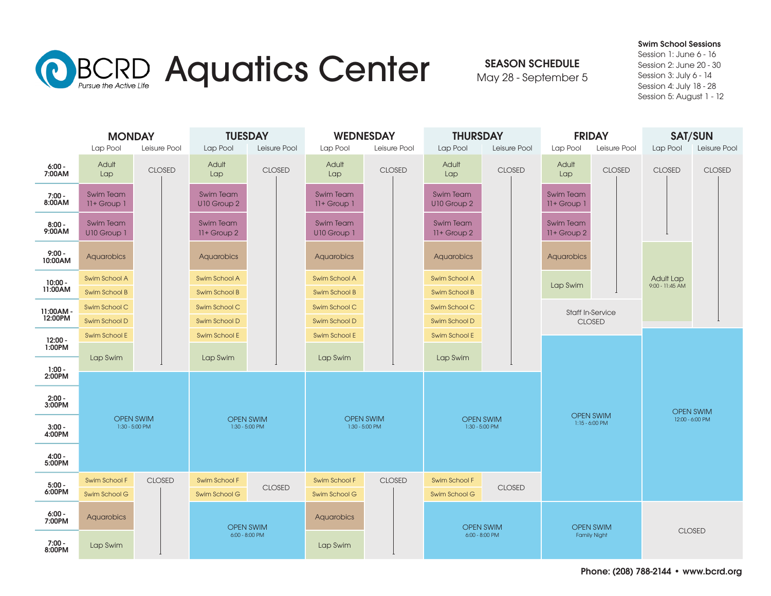# BCRD Aquatics Center

*Pursue the Active Life*

**SEASON SCHEDULE**
May 28 - September 5

**Swim School Sessions**
- Session 1: June 6 - 16
- Session 2: June 20 - 30
- Session 3: July 6 - 14
- Session 4: July 18 - 28
- Session 5: August 1 - 12

| | MONDAY | | TUESDAY | | WEDNESDAY | | THURSDAY | | FRIDAY | | SAT/SUN | |
|---|---|---|---|---|---|---|---|---|---|---|---|---|
| | Lap Pool | Leisure Pool | Lap Pool | Leisure Pool | Lap Pool | Leisure Pool | Lap Pool | Leisure Pool | Lap Pool | Leisure Pool | Lap Pool | Leisure Pool |
| 6:00 - 7:00AM | Adult Lap | CLOSED | Adult Lap | CLOSED | Adult Lap | CLOSED | Adult Lap | CLOSED | Adult Lap | CLOSED | CLOSED | CLOSED |
| 7:00 - 8:00AM | Swim Team 11+ Group 1 | CLOSED | Swim Team U10 Group 2 | CLOSED | Swim Team 11+ Group 1 | CLOSED | Swim Team U10 Group 2 | CLOSED | Swim Team 11+ Group 1 | CLOSED | CLOSED | CLOSED |
| 8:00 - 9:00AM | Swim Team U10 Group 1 | CLOSED | Swim Team 11+ Group 2 | CLOSED | Swim Team U10 Group 1 | CLOSED | Swim Team 11+ Group 2 | CLOSED | Swim Team 11+ Group 2 | CLOSED | CLOSED | CLOSED |
| 9:00 - 10:00AM | Aquarobics | CLOSED | Aquarobics | CLOSED | Aquarobics | CLOSED | Aquarobics | CLOSED | Aquarobics | CLOSED | Adult Lap 9:00 - 11:45 AM | CLOSED |
| 10:00 - 11:00AM | Swim School A; Swim School B | CLOSED | Swim School A; Swim School B | CLOSED | Swim School A; Swim School B | CLOSED | Swim School A; Swim School B | CLOSED | Lap Swim | CLOSED | Adult Lap 9:00 - 11:45 AM | CLOSED |
| 11:00AM - 12:00PM | Swim School C; Swim School D | CLOSED | Swim School C; Swim School D | CLOSED | Swim School C; Swim School D | CLOSED | Swim School C; Swim School D | CLOSED | Staff In-Service CLOSED | | Adult Lap 9:00 - 11:45 AM | CLOSED |
| 12:00 - 1:00PM | Swim School E; Lap Swim | CLOSED | Swim School E; Lap Swim | CLOSED | Swim School E; Lap Swim | CLOSED | Swim School E; Lap Swim | CLOSED | OPEN SWIM 1:15 - 6:00 PM | | OPEN SWIM 12:00 - 6:00 PM | |
| 1:00 - 2:00PM | Lap Swim / OPEN SWIM 1:30 - 5:00 PM | | Lap Swim / OPEN SWIM 1:30 - 5:00 PM | | Lap Swim / OPEN SWIM 1:30 - 5:00 PM | | Lap Swim / OPEN SWIM 1:30 - 5:00 PM | | OPEN SWIM 1:15 - 6:00 PM | | OPEN SWIM 12:00 - 6:00 PM | |
| 2:00 - 3:00PM | OPEN SWIM 1:30 - 5:00 PM | | OPEN SWIM 1:30 - 5:00 PM | | OPEN SWIM 1:30 - 5:00 PM | | OPEN SWIM 1:30 - 5:00 PM | | OPEN SWIM 1:15 - 6:00 PM | | OPEN SWIM 12:00 - 6:00 PM | |
| 3:00 - 4:00PM | OPEN SWIM 1:30 - 5:00 PM | | OPEN SWIM 1:30 - 5:00 PM | | OPEN SWIM 1:30 - 5:00 PM | | OPEN SWIM 1:30 - 5:00 PM | | OPEN SWIM 1:15 - 6:00 PM | | OPEN SWIM 12:00 - 6:00 PM | |
| 4:00 - 5:00PM | OPEN SWIM 1:30 - 5:00 PM | | OPEN SWIM 1:30 - 5:00 PM | | OPEN SWIM 1:30 - 5:00 PM | | OPEN SWIM 1:30 - 5:00 PM | | OPEN SWIM 1:15 - 6:00 PM | | OPEN SWIM 12:00 - 6:00 PM | |
| 5:00 - 6:00PM | Swim School F; Swim School G | CLOSED | Swim School F; Swim School G | CLOSED | Swim School F; Swim School G | CLOSED | Swim School F; Swim School G | CLOSED | OPEN SWIM 1:15 - 6:00 PM | | OPEN SWIM 12:00 - 6:00 PM | |
| 6:00 - 7:00PM | Aquarobics | CLOSED | OPEN SWIM 6:00 - 8:00 PM | | Aquarobics | CLOSED | OPEN SWIM 6:00 - 8:00 PM | | OPEN SWIM Family Night | | CLOSED | |
| 7:00 - 8:00PM | Lap Swim | CLOSED | OPEN SWIM 6:00 - 8:00 PM | | Lap Swim | CLOSED | OPEN SWIM 6:00 - 8:00 PM | | OPEN SWIM Family Night | | CLOSED | |

**Phone: (208) 788-2144 • www.bcrd.org**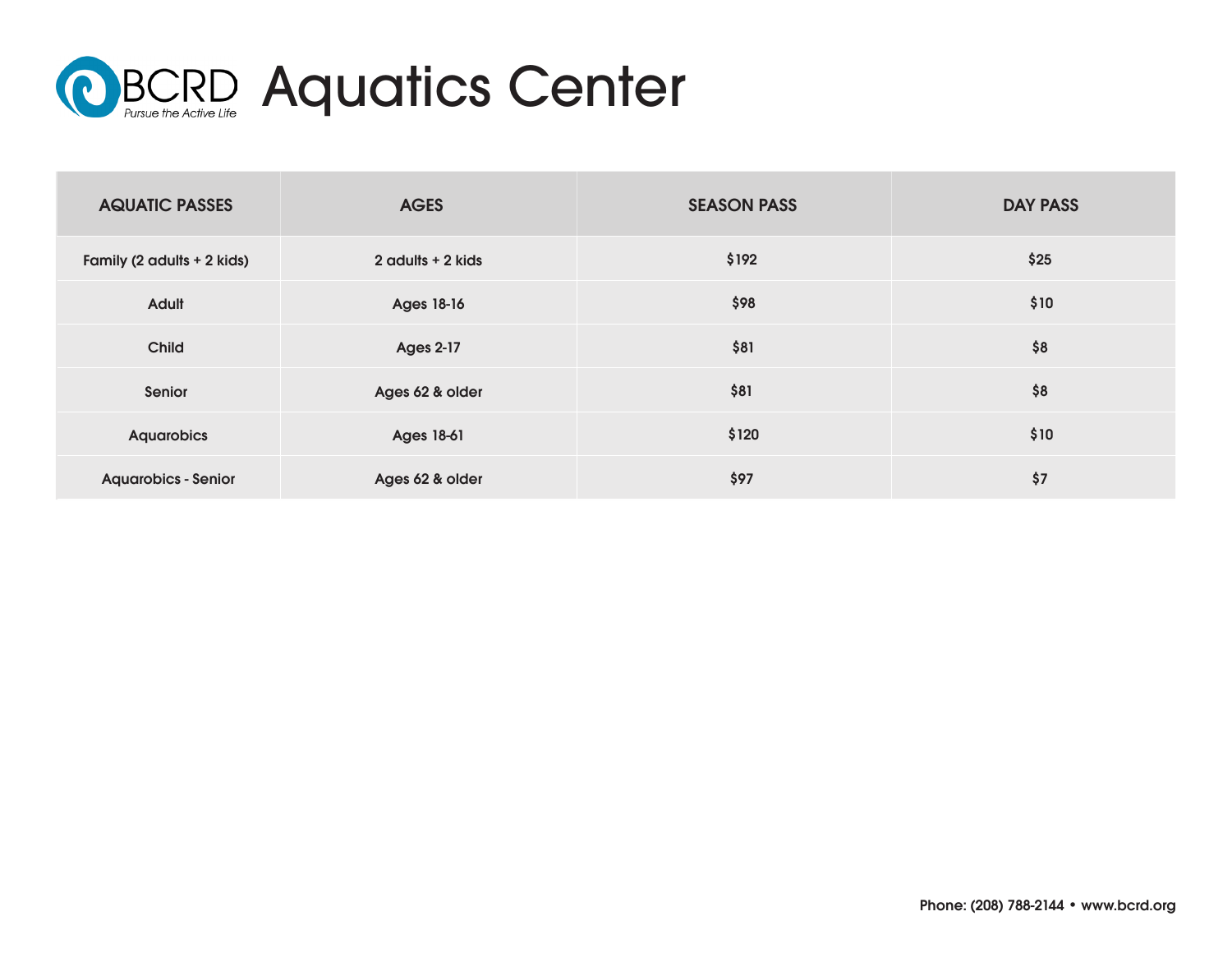# BCRD Aquatics Center

| AQUATIC PASSES | AGES | SEASON PASS | DAY PASS |
|---|---|---|---|
| Family (2 adults + 2 kids) | 2 adults + 2 kids | $192 | $25 |
| Adult | Ages 18-16 | $98 | $10 |
| Child | Ages 2-17 | $81 | $8 |
| Senior | Ages 62 & older | $81 | $8 |
| Aquarobics | Ages 18-61 | $120 | $10 |
| Aquarobics - Senior | Ages 62 & older | $97 | $7 |

Phone: (208) 788-2144 • www.bcrd.org